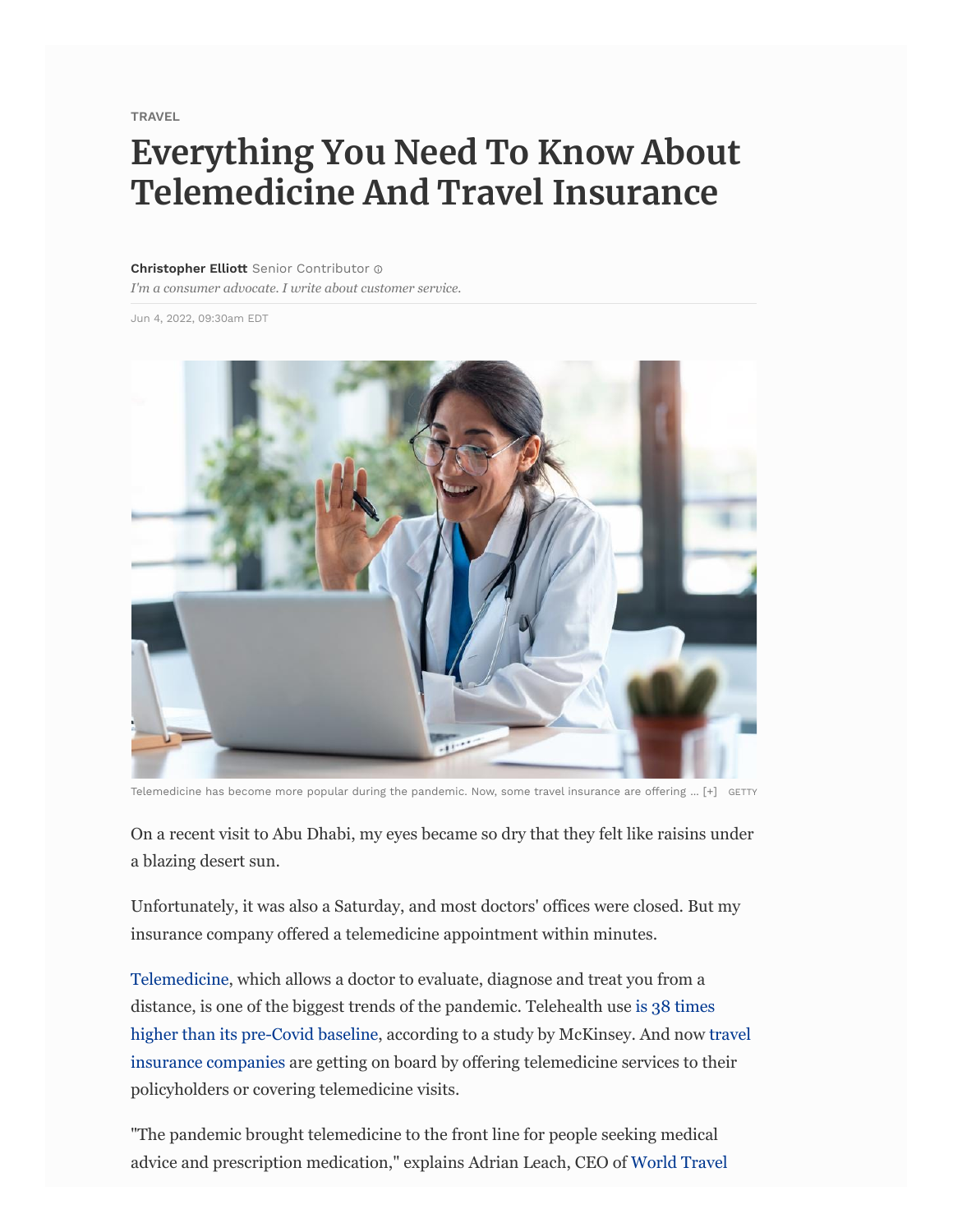TRAVEL

# Everything You Need To Know About Telemedicine And Travel Insurance

**Christopher Elliott** Senior Contributor

*I'm a consumer advocate. I write about customer service.*

Jun 4, 2022, 09:30am EDT

Telemedicine has become more popular during the pandemic. Now, some travel insurance are offering ... [+] GETTY

On a recent visit to Abu Dhabi, my eyes became so dry that they felt like raisins under a blazing desert sun.

Unfortunately, it was also a Saturday, and most doctors' offices were closed. But my insurance company offered a telemedicine appointment within minutes.

Telemedicine, which allows a doctor to evaluate, diagnose and treat you from a distance, is one of the biggest trends of the pandemic. Telehealth use is 38 times higher than its pre-Covid baseline, according to a study by McKinsey. And now travel insurance companies are getting on board by offering telemedicine services to their policyholders or covering telemedicine visits.

"The pandemic brought telemedicine to the front line for people seeking medical advice and prescription medication," explains Adrian Leach, CEO of World Travel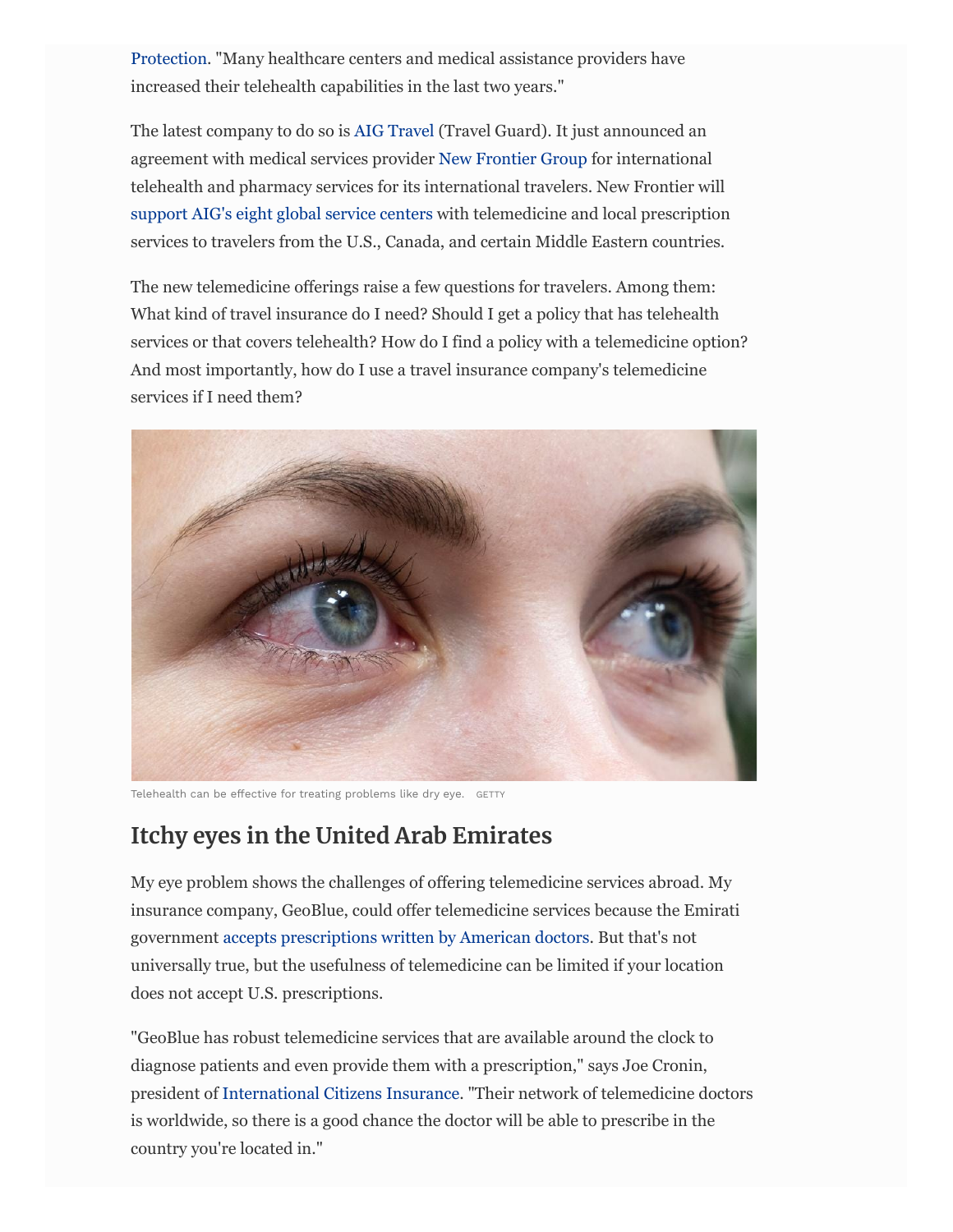Protection. "Many healthcare centers and medical assistance providers have increased their telehealth capabilities in the last two years."

The latest company to do so is AIG Travel (Travel Guard). It just announced an agreement with medical services provider New Frontier Group for international telehealth and pharmacy services for its international travelers. New Frontier will support AIG's eight global service centers with telemedicine and local prescription services to travelers from the U.S., Canada, and certain Middle Eastern countries.

The new telemedicine offerings raise a few questions for travelers. Among them: What kind of travel insurance do I need? Should I get a policy that has telehealth services or that covers telehealth? How do I find a policy with a telemedicine option? And most importantly, how do I use a travel insurance company's telemedicine services if I need them?

Telehealth can be effective for treating problems like dry eye. GETTY

## Itchy eyes in the United Arab Emirates

My eye problem shows the challenges of offering telemedicine services abroad. My insurance company, GeoBlue, could offer telemedicine services because the Emirati government accepts prescriptions written by American doctors. But that's not universally true, but the usefulness of telemedicine can be limited if your location does not accept U.S. prescriptions.

"GeoBlue has robust telemedicine services that are available around the clock to diagnose patients and even provide them with a prescription," says Joe Cronin, president of International Citizens Insurance. "Their network of telemedicine doctors is worldwide, so there is a good chance the doctor will be able to prescribe in the country you're located in."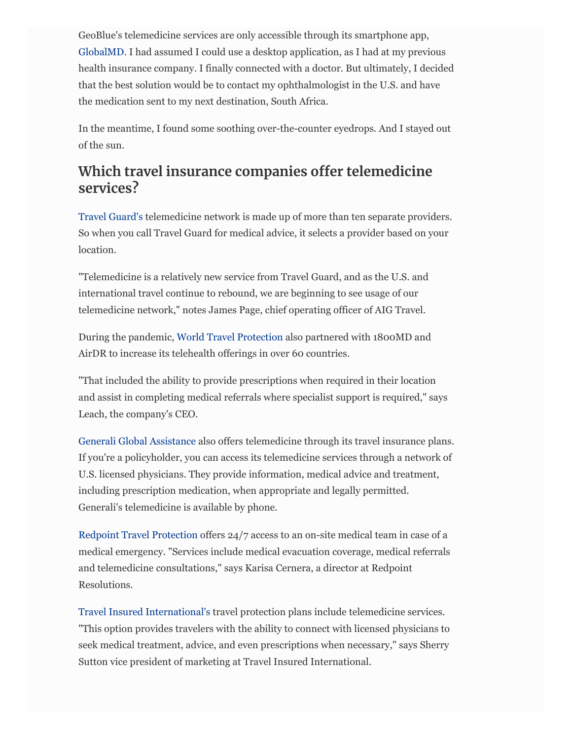GeoBlue's telemedicine services are only accessible through its smartphone app, GlobalMD. I had assumed I could use a desktop application, as I had at my previous health insurance company. I finally connected with a doctor. But ultimately, I decided that the best solution would be to contact my ophthalmologist in the U.S. and have the medication sent to my next destination, South Africa.

In the meantime, I found some soothing over-the-counter eyedrops. And I stayed out of the sun.

## Which travel insurance companies offer telemedicine services?

Travel Guard's telemedicine network is made up of more than ten separate providers. So when you call Travel Guard for medical advice, it selects a provider based on your location.

"Telemedicine is a relatively new service from Travel Guard, and as the U.S. and international travel continue to rebound, we are beginning to see usage of our telemedicine network," notes James Page, chief operating officer of AIG Travel.

During the pandemic, World Travel Protection also partnered with 1800MD and AirDR to increase its telehealth offerings in over 60 countries.

"That included the ability to provide prescriptions when required in their location and assist in completing medical referrals where specialist support is required," says Leach, the company's CEO.

Generali Global Assistance also offers telemedicine through its travel insurance plans. If you're a policyholder, you can access its telemedicine services through a network of U.S. licensed physicians. They provide information, medical advice and treatment, including prescription medication, when appropriate and legally permitted. Generali's telemedicine is available by phone.

Redpoint Travel Protection offers 24/7 access to an on-site medical team in case of a medical emergency. "Services include medical evacuation coverage, medical referrals and telemedicine consultations," says Karisa Cernera, a director at Redpoint Resolutions.

Travel Insured International's travel protection plans include telemedicine services. "This option provides travelers with the ability to connect with licensed physicians to seek medical treatment, advice, and even prescriptions when necessary," says Sherry Sutton vice president of marketing at Travel Insured International.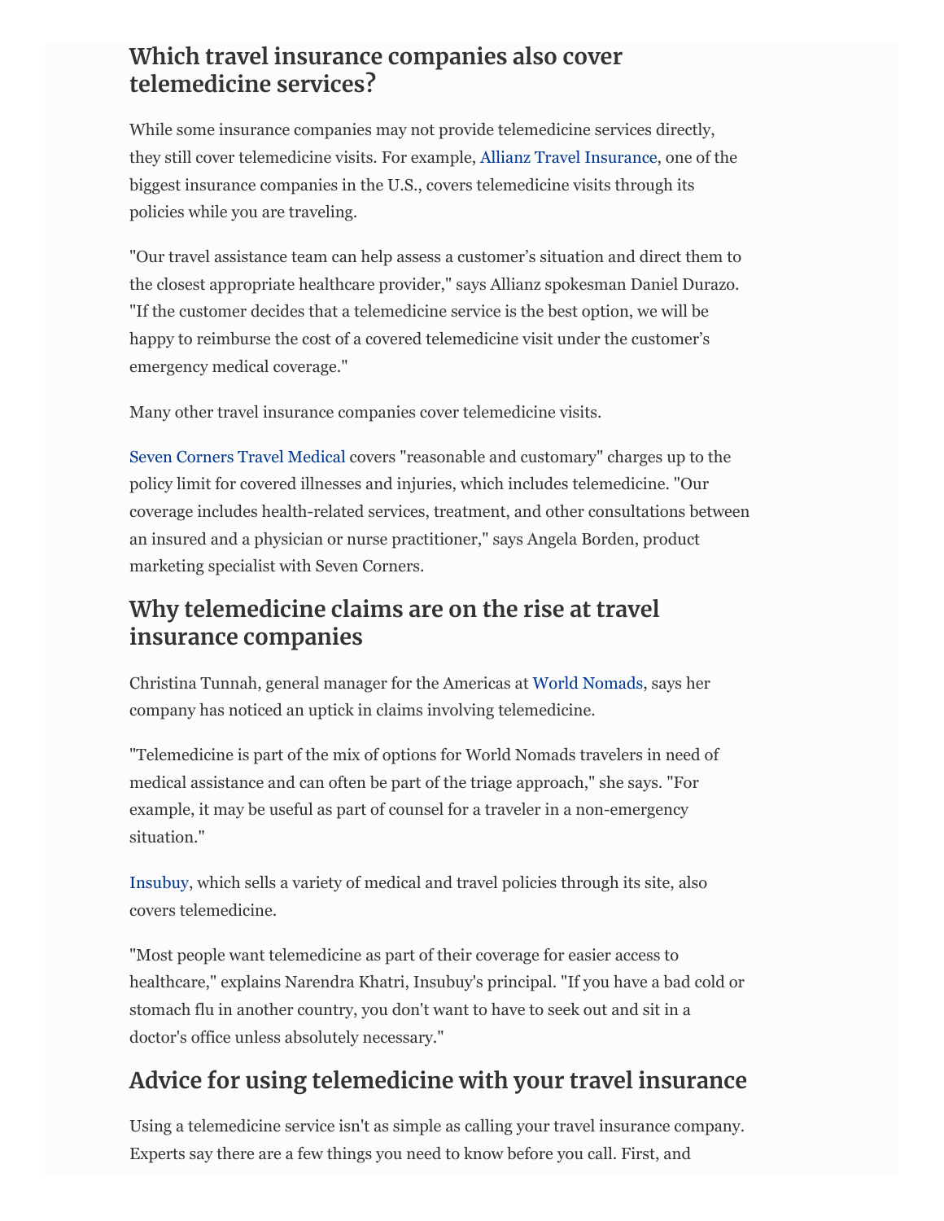## Which travel insurance companies also cover telemedicine services?

While some insurance companies may not provide telemedicine services directly, they still cover telemedicine visits. For example, Allianz Travel Insurance, one of the biggest insurance companies in the U.S., covers telemedicine visits through its policies while you are traveling.

"Our travel assistance team can help assess a customer's situation and direct them to the closest appropriate healthcare provider," says Allianz spokesman Daniel Durazo. "If the customer decides that a telemedicine service is the best option, we will be happy to reimburse the cost of a covered telemedicine visit under the customer's emergency medical coverage."

Many other travel insurance companies cover telemedicine visits.

Seven Corners Travel Medical covers "reasonable and customary" charges up to the policy limit for covered illnesses and injuries, which includes telemedicine. "Our coverage includes health-related services, treatment, and other consultations between an insured and a physician or nurse practitioner," says Angela Borden, product marketing specialist with Seven Corners.

## Why telemedicine claims are on the rise at travel insurance companies

Christina Tunnah, general manager for the Americas at World Nomads, says her company has noticed an uptick in claims involving telemedicine.

"Telemedicine is part of the mix of options for World Nomads travelers in need of medical assistance and can often be part of the triage approach," she says. "For example, it may be useful as part of counsel for a traveler in a non-emergency situation."

Insubuy, which sells a variety of medical and travel policies through its site, also covers telemedicine.

"Most people want telemedicine as part of their coverage for easier access to healthcare," explains Narendra Khatri, Insubuy's principal. "If you have a bad cold or stomach flu in another country, you don't want to have to seek out and sit in a doctor's office unless absolutely necessary."

## Advice for using telemedicine with your travel insurance

Using a telemedicine service isn't as simple as calling your travel insurance company. Experts say there are a few things you need to know before you call. First, and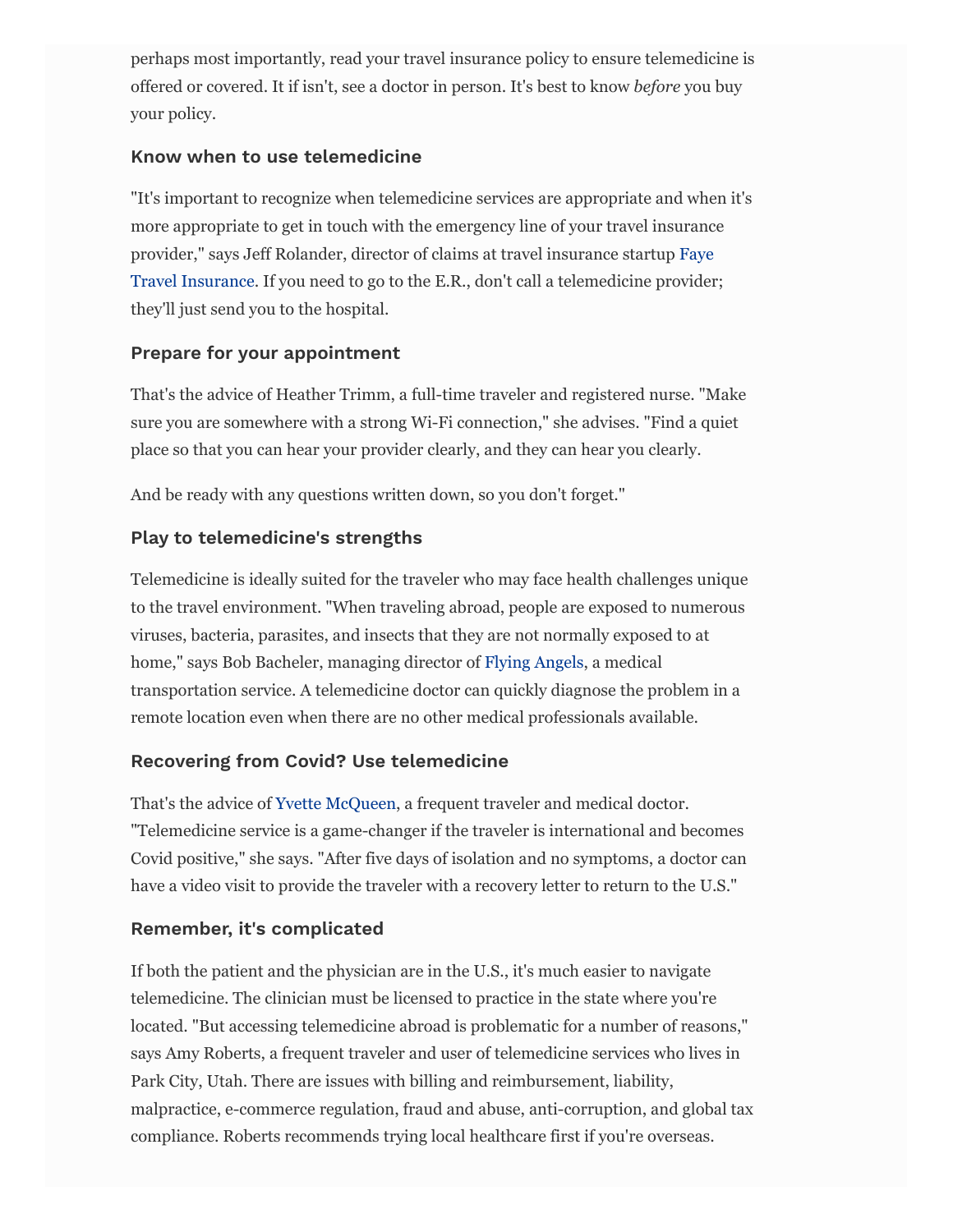perhaps most importantly, read your travel insurance policy to ensure telemedicine is offered or covered. It if isn't, see a doctor in person. It's best to know *before* you buy your policy.

### Know when to use telemedicine

"It's important to recognize when telemedicine services are appropriate and when it's more appropriate to get in touch with the emergency line of your travel insurance provider," says Jeff Rolander, director of claims at travel insurance startup Faye Travel Insurance. If you need to go to the E.R., don't call a telemedicine provider; they'll just send you to the hospital.

### Prepare for your appointment

That's the advice of Heather Trimm, a full-time traveler and registered nurse. "Make sure you are somewhere with a strong Wi-Fi connection," she advises. "Find a quiet place so that you can hear your provider clearly, and they can hear you clearly.

And be ready with any questions written down, so you don't forget."

### Play to telemedicine's strengths

Telemedicine is ideally suited for the traveler who may face health challenges unique to the travel environment. "When traveling abroad, people are exposed to numerous viruses, bacteria, parasites, and insects that they are not normally exposed to at home," says Bob Bacheler, managing director of Flying Angels, a medical transportation service. A telemedicine doctor can quickly diagnose the problem in a remote location even when there are no other medical professionals available.

### Recovering from Covid? Use telemedicine

That's the advice of Yvette McQueen, a frequent traveler and medical doctor. "Telemedicine service is a game-changer if the traveler is international and becomes Covid positive," she says. "After five days of isolation and no symptoms, a doctor can have a video visit to provide the traveler with a recovery letter to return to the U.S."

### Remember, it's complicated

If both the patient and the physician are in the U.S., it's much easier to navigate telemedicine. The clinician must be licensed to practice in the state where you're located. "But accessing telemedicine abroad is problematic for a number of reasons," says Amy Roberts, a frequent traveler and user of telemedicine services who lives in Park City, Utah. There are issues with billing and reimbursement, liability, malpractice, e-commerce regulation, fraud and abuse, anti-corruption, and global tax compliance. Roberts recommends trying local healthcare first if you're overseas.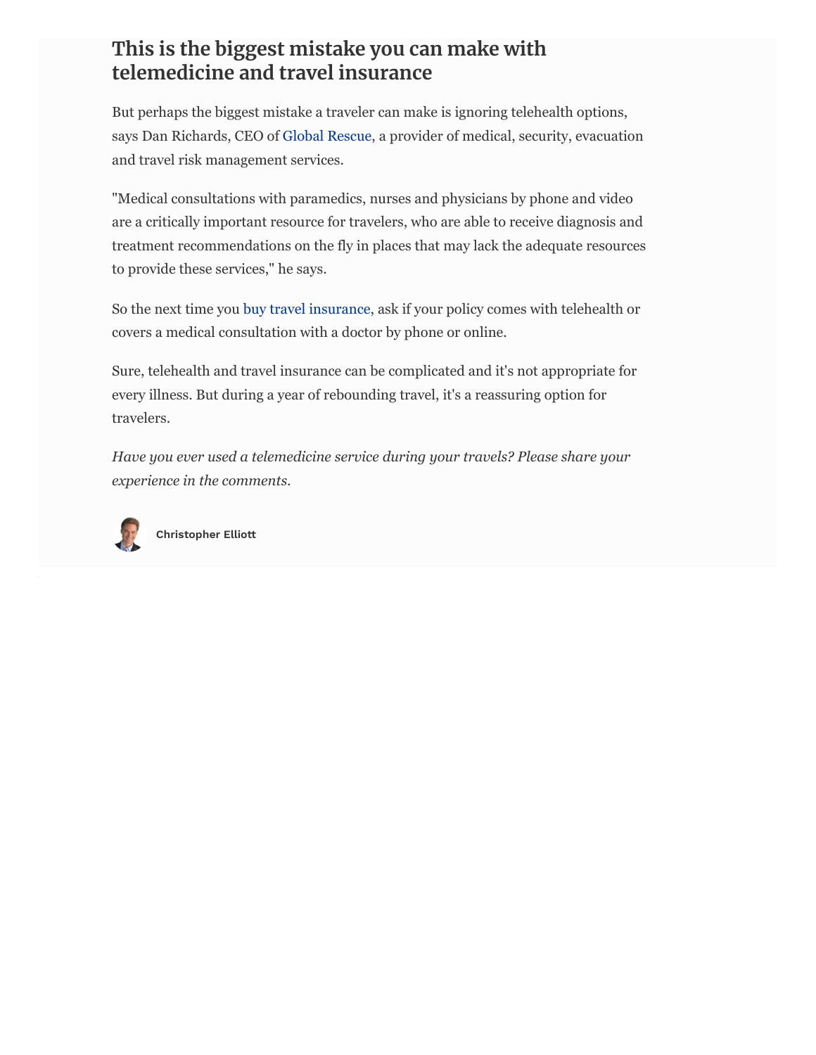## This is the biggest mistake you can make with telemedicine and travel insurance

But perhaps the biggest mistake a traveler can make is ignoring telehealth options, says Dan Richards, CEO of Global Rescue, a provider of medical, security, evacuation and travel risk management services.

"Medical consultations with paramedics, nurses and physicians by phone and video are a critically important resource for travelers, who are able to receive diagnosis and treatment recommendations on the fly in places that may lack the adequate resources to provide these services," he says.

So the next time you buy travel insurance, ask if your policy comes with telehealth or covers a medical consultation with a doctor by phone or online.

Sure, telehealth and travel insurance can be complicated and it's not appropriate for every illness. But during a year of rebounding travel, it's a reassuring option for travelers.

*Have you ever used a telemedicine service during your travels? Please share your experience in the comments.*

**Christopher Elliott**